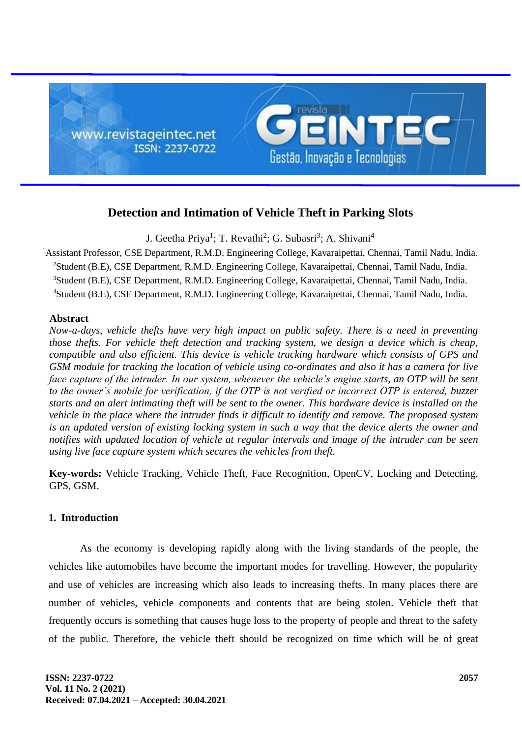# Detection and Intimation of Vehicle Theft in Parking Slots

J. Geetha Priya[1]; T. Revathi[2]; G. Subasri[3]; A. Shivani[4]

[1]Assistant Professor, CSE Department, R.M.D. Engineering College, Kavaraipettai, Chennai, Tamil Nadu, India.
[2]Student (B.E), CSE Department, R.M.D. Engineering College, Kavaraipettai, Chennai, Tamil Nadu, India.
[3]Student (B.E), CSE Department, R.M.D. Engineering College, Kavaraipettai, Chennai, Tamil Nadu, India.
[4]Student (B.E), CSE Department, R.M.D. Engineering College, Kavaraipettai, Chennai, Tamil Nadu, India.

## Abstract

*Now-a-days, vehicle thefts have very high impact on public safety. There is a need in preventing those thefts. For vehicle theft detection and tracking system, we design a device which is cheap, compatible and also efficient. This device is vehicle tracking hardware which consists of GPS and GSM module for tracking the location of vehicle using co-ordinates and also it has a camera for live face capture of the intruder. In our system, whenever the vehicle's engine starts, an OTP will be sent to the owner's mobile for verification, if the OTP is not verified or incorrect OTP is entered, buzzer starts and an alert intimating theft will be sent to the owner. This hardware device is installed on the vehicle in the place where the intruder finds it difficult to identify and remove. The proposed system is an updated version of existing locking system in such a way that the device alerts the owner and notifies with updated location of vehicle at regular intervals and image of the intruder can be seen using live face capture system which secures the vehicles from theft.*

**Key-words:** Vehicle Tracking, Vehicle Theft, Face Recognition, OpenCV, Locking and Detecting, GPS, GSM.

## 1. Introduction

As the economy is developing rapidly along with the living standards of the people, the vehicles like automobiles have become the important modes for travelling. However, the popularity and use of vehicles are increasing which also leads to increasing thefts. In many places there are number of vehicles, vehicle components and contents that are being stolen. Vehicle theft that frequently occurs is something that causes huge loss to the property of people and threat to the safety of the public. Therefore, the vehicle theft should be recognized on time which will be of great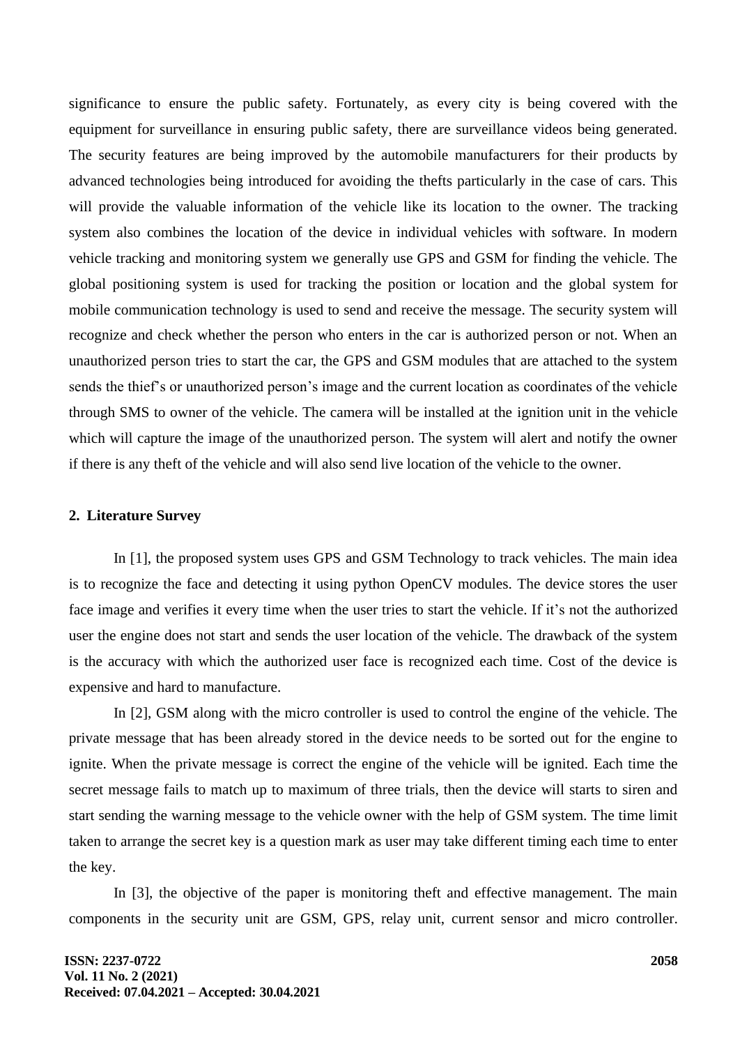significance to ensure the public safety. Fortunately, as every city is being covered with the equipment for surveillance in ensuring public safety, there are surveillance videos being generated. The security features are being improved by the automobile manufacturers for their products by advanced technologies being introduced for avoiding the thefts particularly in the case of cars. This will provide the valuable information of the vehicle like its location to the owner. The tracking system also combines the location of the device in individual vehicles with software. In modern vehicle tracking and monitoring system we generally use GPS and GSM for finding the vehicle. The global positioning system is used for tracking the position or location and the global system for mobile communication technology is used to send and receive the message. The security system will recognize and check whether the person who enters in the car is authorized person or not. When an unauthorized person tries to start the car, the GPS and GSM modules that are attached to the system sends the thief's or unauthorized person's image and the current location as coordinates of the vehicle through SMS to owner of the vehicle. The camera will be installed at the ignition unit in the vehicle which will capture the image of the unauthorized person. The system will alert and notify the owner if there is any theft of the vehicle and will also send live location of the vehicle to the owner.

## 2. Literature Survey

In [1], the proposed system uses GPS and GSM Technology to track vehicles. The main idea is to recognize the face and detecting it using python OpenCV modules. The device stores the user face image and verifies it every time when the user tries to start the vehicle. If it's not the authorized user the engine does not start and sends the user location of the vehicle. The drawback of the system is the accuracy with which the authorized user face is recognized each time. Cost of the device is expensive and hard to manufacture.

In [2], GSM along with the micro controller is used to control the engine of the vehicle. The private message that has been already stored in the device needs to be sorted out for the engine to ignite. When the private message is correct the engine of the vehicle will be ignited. Each time the secret message fails to match up to maximum of three trials, then the device will starts to siren and start sending the warning message to the vehicle owner with the help of GSM system. The time limit taken to arrange the secret key is a question mark as user may take different timing each time to enter the key.

In [3], the objective of the paper is monitoring theft and effective management. The main components in the security unit are GSM, GPS, relay unit, current sensor and micro controller.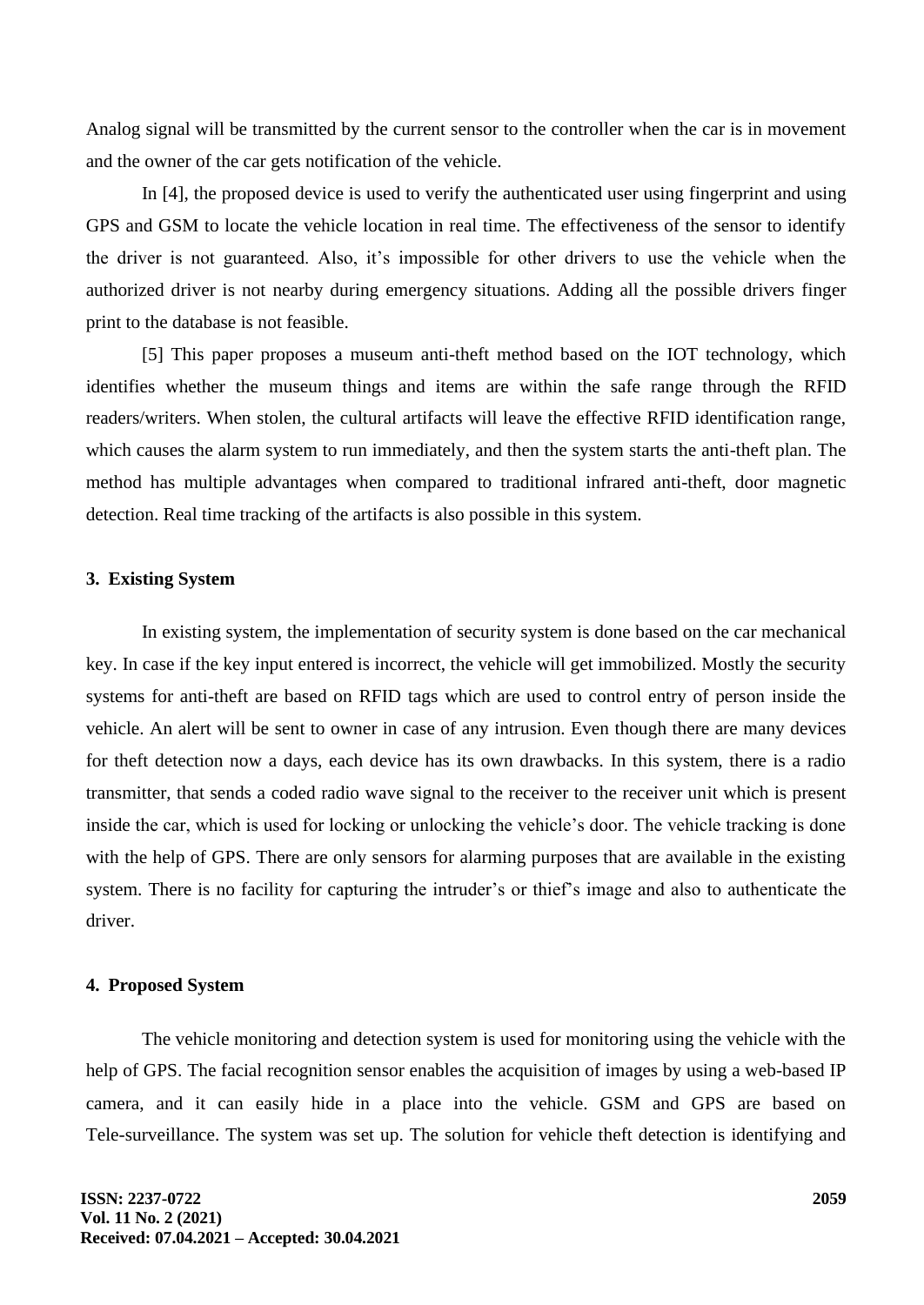Analog signal will be transmitted by the current sensor to the controller when the car is in movement and the owner of the car gets notification of the vehicle.

In [4], the proposed device is used to verify the authenticated user using fingerprint and using GPS and GSM to locate the vehicle location in real time. The effectiveness of the sensor to identify the driver is not guaranteed. Also, it's impossible for other drivers to use the vehicle when the authorized driver is not nearby during emergency situations. Adding all the possible drivers finger print to the database is not feasible.

[5] This paper proposes a museum anti-theft method based on the IOT technology, which identifies whether the museum things and items are within the safe range through the RFID readers/writers. When stolen, the cultural artifacts will leave the effective RFID identification range, which causes the alarm system to run immediately, and then the system starts the anti-theft plan. The method has multiple advantages when compared to traditional infrared anti-theft, door magnetic detection. Real time tracking of the artifacts is also possible in this system.

## 3. Existing System

In existing system, the implementation of security system is done based on the car mechanical key. In case if the key input entered is incorrect, the vehicle will get immobilized. Mostly the security systems for anti-theft are based on RFID tags which are used to control entry of person inside the vehicle. An alert will be sent to owner in case of any intrusion. Even though there are many devices for theft detection now a days, each device has its own drawbacks. In this system, there is a radio transmitter, that sends a coded radio wave signal to the receiver to the receiver unit which is present inside the car, which is used for locking or unlocking the vehicle's door. The vehicle tracking is done with the help of GPS. There are only sensors for alarming purposes that are available in the existing system. There is no facility for capturing the intruder's or thief's image and also to authenticate the driver.

## 4. Proposed System

The vehicle monitoring and detection system is used for monitoring using the vehicle with the help of GPS. The facial recognition sensor enables the acquisition of images by using a web-based IP camera, and it can easily hide in a place into the vehicle. GSM and GPS are based on Tele-surveillance. The system was set up. The solution for vehicle theft detection is identifying and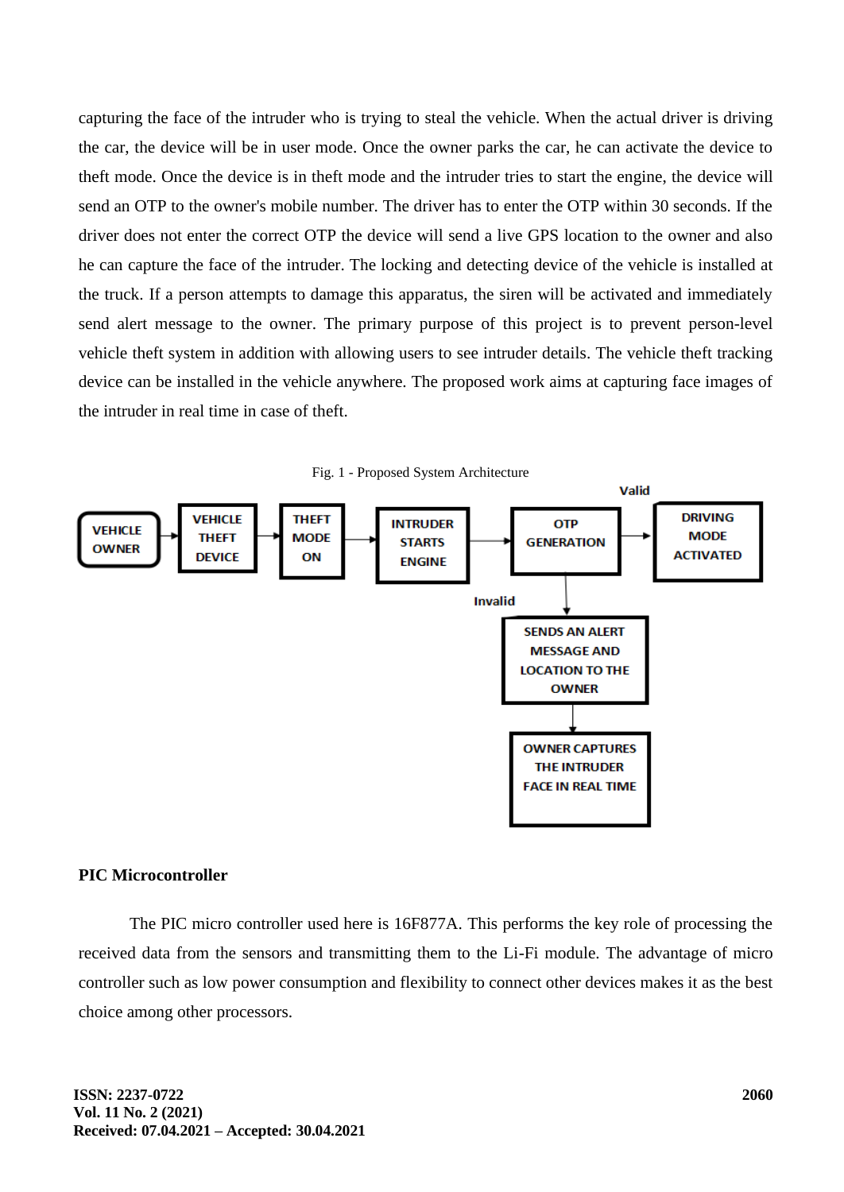capturing the face of the intruder who is trying to steal the vehicle. When the actual driver is driving the car, the device will be in user mode. Once the owner parks the car, he can activate the device to theft mode. Once the device is in theft mode and the intruder tries to start the engine, the device will send an OTP to the owner's mobile number. The driver has to enter the OTP within 30 seconds. If the driver does not enter the correct OTP the device will send a live GPS location to the owner and also he can capture the face of the intruder. The locking and detecting device of the vehicle is installed at the truck. If a person attempts to damage this apparatus, the siren will be activated and immediately send alert message to the owner. The primary purpose of this project is to prevent person-level vehicle theft system in addition with allowing users to see intruder details. The vehicle theft tracking device can be installed in the vehicle anywhere. The proposed work aims at capturing face images of the intruder in real time in case of theft.

Fig. 1 - Proposed System Architecture

VEHICLE OWNER → VEHICLE THEFT DEVICE → THEFT MODE ON → INTRUDER STARTS ENGINE → OTP GENERATION → (Valid) DRIVING MODE ACTIVATED

OTP GENERATION → (Invalid) SENDS AN ALERT MESSAGE AND LOCATION TO THE OWNER → OWNER CAPTURES THE INTRUDER FACE IN REAL TIME

**PIC Microcontroller**

The PIC micro controller used here is 16F877A. This performs the key role of processing the received data from the sensors and transmitting them to the Li-Fi module. The advantage of micro controller such as low power consumption and flexibility to connect other devices makes it as the best choice among other processors.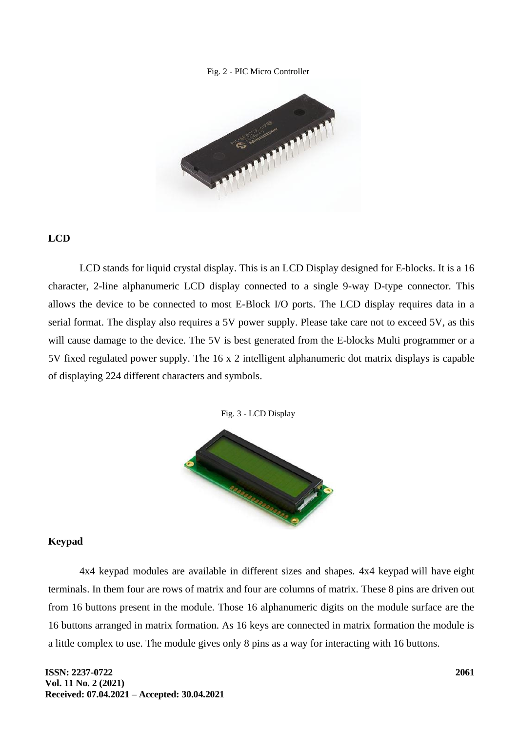Fig. 2 - PIC Micro Controller

**LCD**

LCD stands for liquid crystal display. This is an LCD Display designed for E-blocks. It is a 16 character, 2-line alphanumeric LCD display connected to a single 9-way D-type connector. This allows the device to be connected to most E-Block I/O ports. The LCD display requires data in a serial format. The display also requires a 5V power supply. Please take care not to exceed 5V, as this will cause damage to the device. The 5V is best generated from the E-blocks Multi programmer or a 5V fixed regulated power supply. The 16 x 2 intelligent alphanumeric dot matrix displays is capable of displaying 224 different characters and symbols.

Fig. 3 - LCD Display

**Keypad**

4x4 keypad modules are available in different sizes and shapes. 4x4 keypad will have eight terminals. In them four are rows of matrix and four are columns of matrix. These 8 pins are driven out from 16 buttons present in the module. Those 16 alphanumeric digits on the module surface are the 16 buttons arranged in matrix formation. As 16 keys are connected in matrix formation the module is a little complex to use. The module gives only 8 pins as a way for interacting with 16 buttons.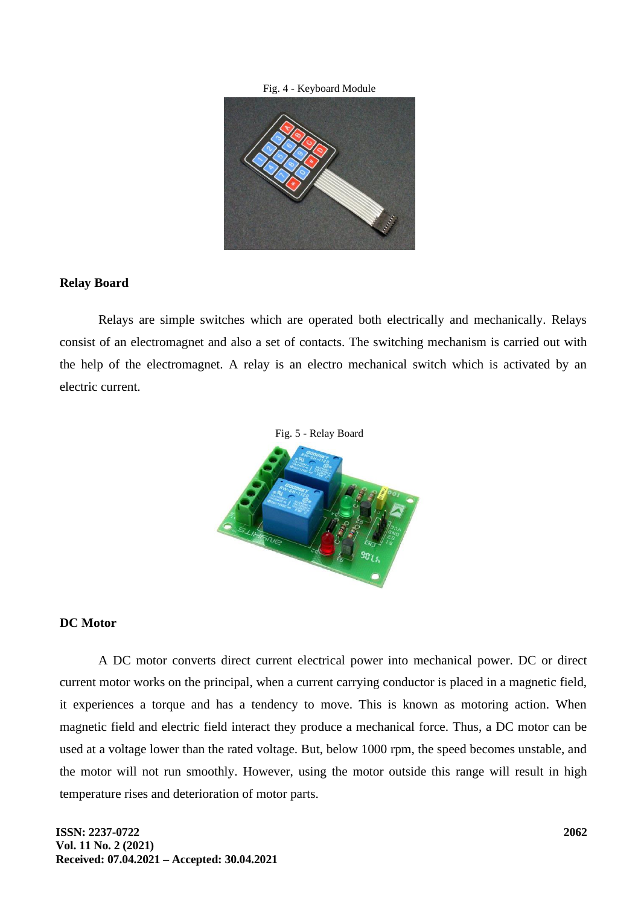Fig. 4 - Keyboard Module

## Relay Board

Relays are simple switches which are operated both electrically and mechanically. Relays consist of an electromagnet and also a set of contacts. The switching mechanism is carried out with the help of the electromagnet. A relay is an electro mechanical switch which is activated by an electric current.

Fig. 5 - Relay Board

## DC Motor

A DC motor converts direct current electrical power into mechanical power. DC or direct current motor works on the principal, when a current carrying conductor is placed in a magnetic field, it experiences a torque and has a tendency to move. This is known as motoring action. When magnetic field and electric field interact they produce a mechanical force. Thus, a DC motor can be used at a voltage lower than the rated voltage. But, below 1000 rpm, the speed becomes unstable, and the motor will not run smoothly. However, using the motor outside this range will result in high temperature rises and deterioration of motor parts.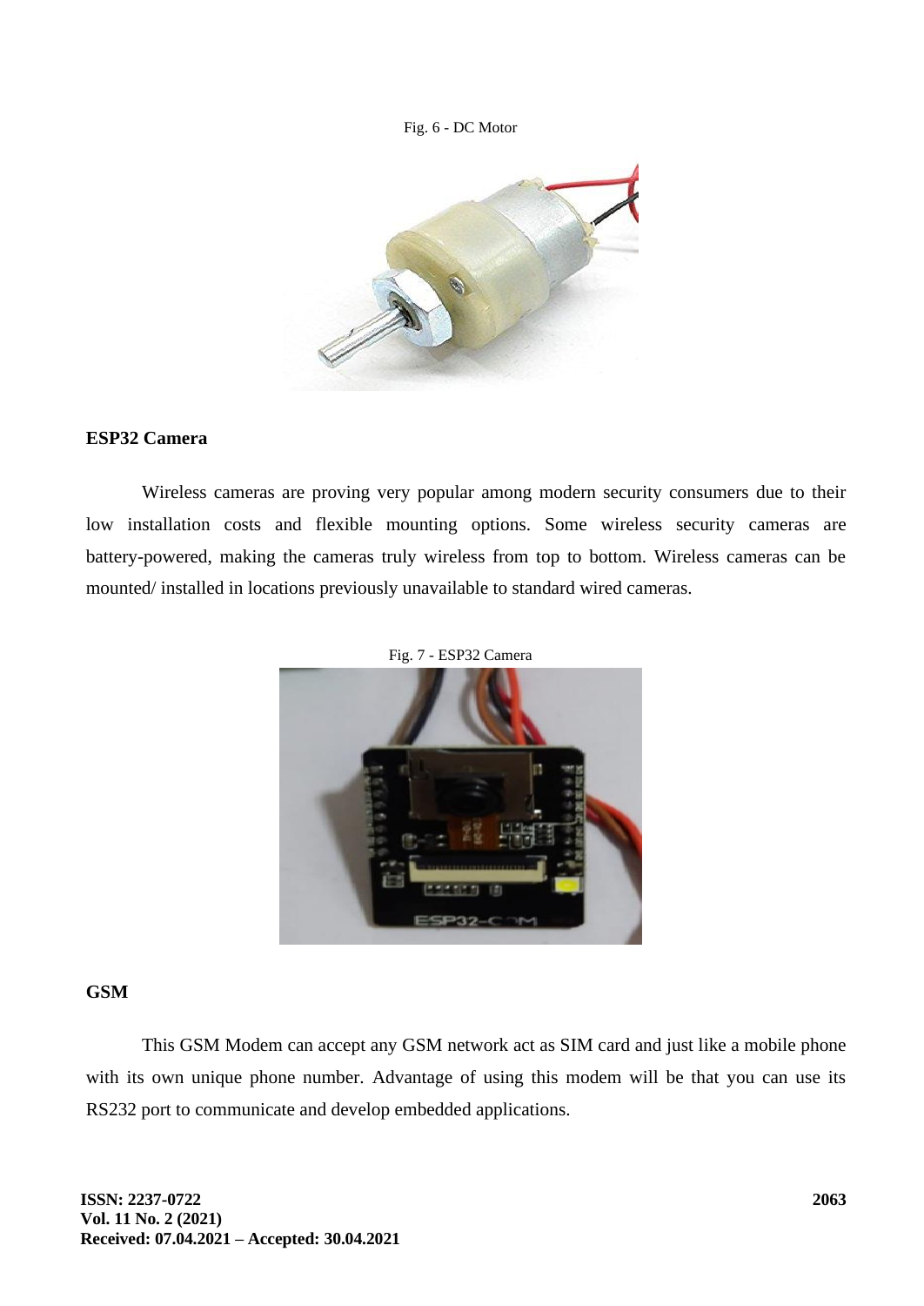Fig. 6 - DC Motor

**ESP32 Camera**

Wireless cameras are proving very popular among modern security consumers due to their low installation costs and flexible mounting options. Some wireless security cameras are battery-powered, making the cameras truly wireless from top to bottom. Wireless cameras can be mounted/ installed in locations previously unavailable to standard wired cameras.

Fig. 7 - ESP32 Camera

**GSM**

This GSM Modem can accept any GSM network act as SIM card and just like a mobile phone with its own unique phone number. Advantage of using this modem will be that you can use its RS232 port to communicate and develop embedded applications.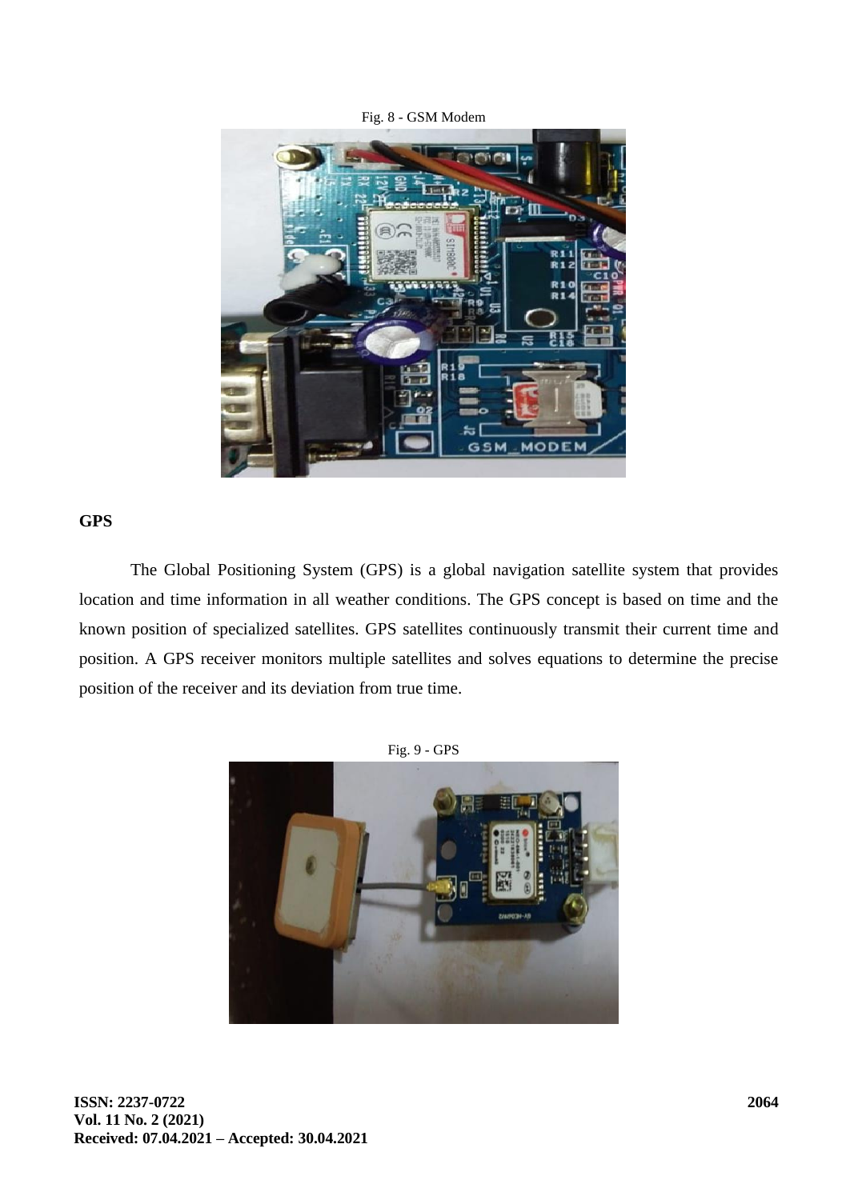Fig. 8 - GSM Modem

**GPS**

The Global Positioning System (GPS) is a global navigation satellite system that provides location and time information in all weather conditions. The GPS concept is based on time and the known position of specialized satellites. GPS satellites continuously transmit their current time and position. A GPS receiver monitors multiple satellites and solves equations to determine the precise position of the receiver and its deviation from true time.

Fig. 9 - GPS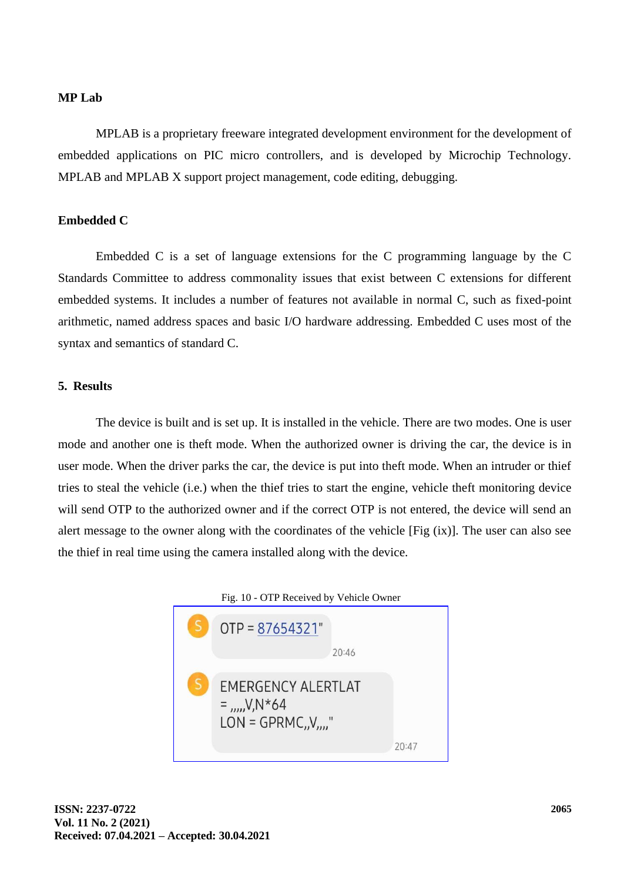### MP Lab

MPLAB is a proprietary freeware integrated development environment for the development of embedded applications on PIC micro controllers, and is developed by Microchip Technology. MPLAB and MPLAB X support project management, code editing, debugging.

### Embedded C

Embedded C is a set of language extensions for the C programming language by the C Standards Committee to address commonality issues that exist between C extensions for different embedded systems. It includes a number of features not available in normal C, such as fixed-point arithmetic, named address spaces and basic I/O hardware addressing. Embedded C uses most of the syntax and semantics of standard C.

## 5. Results

The device is built and is set up. It is installed in the vehicle. There are two modes. One is user mode and another one is theft mode. When the authorized owner is driving the car, the device is in user mode. When the driver parks the car, the device is put into theft mode. When an intruder or thief tries to steal the vehicle (i.e.) when the thief tries to start the engine, vehicle theft monitoring device will send OTP to the authorized owner and if the correct OTP is not entered, the device will send an alert message to the owner along with the coordinates of the vehicle [Fig (ix)]. The user can also see the thief in real time using the camera installed along with the device.

Fig. 10 - OTP Received by Vehicle Owner

OTP = 87654321" 20:46

EMERGENCY ALERTLAT = ,,,,,,V,N*64 LON = GPRMC,,V,,,," 20:47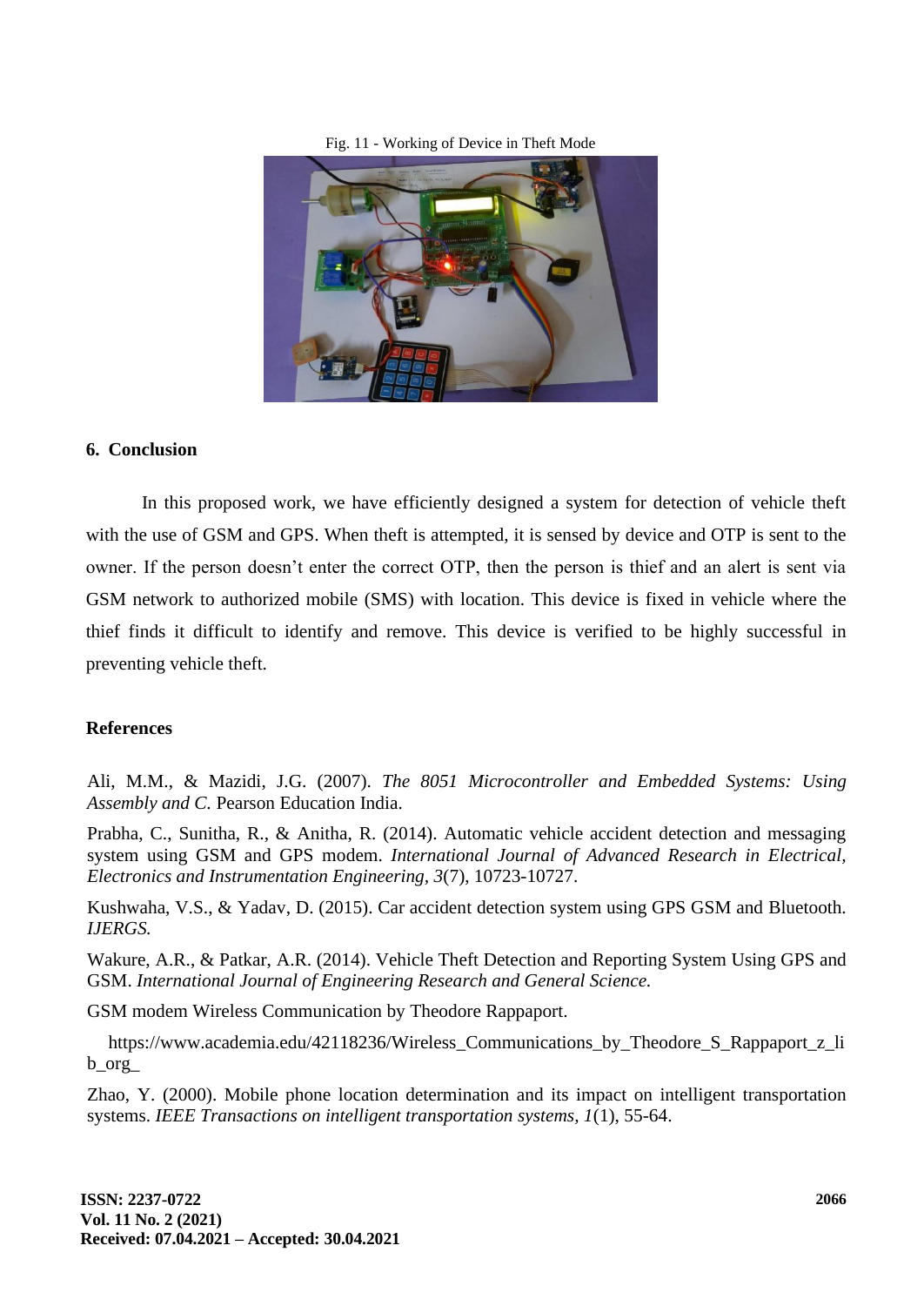Fig. 11 - Working of Device in Theft Mode

## 6. Conclusion

In this proposed work, we have efficiently designed a system for detection of vehicle theft with the use of GSM and GPS. When theft is attempted, it is sensed by device and OTP is sent to the owner. If the person doesn't enter the correct OTP, then the person is thief and an alert is sent via GSM network to authorized mobile (SMS) with location. This device is fixed in vehicle where the thief finds it difficult to identify and remove. This device is verified to be highly successful in preventing vehicle theft.

## References

Ali, M.M., & Mazidi, J.G. (2007). *The 8051 Microcontroller and Embedded Systems: Using Assembly and C.* Pearson Education India.

Prabha, C., Sunitha, R., & Anitha, R. (2014). Automatic vehicle accident detection and messaging system using GSM and GPS modem. *International Journal of Advanced Research in Electrical, Electronics and Instrumentation Engineering, 3*(7), 10723-10727.

Kushwaha, V.S., & Yadav, D. (2015). Car accident detection system using GPS GSM and Bluetooth. *IJERGS.*

Wakure, A.R., & Patkar, A.R. (2014). Vehicle Theft Detection and Reporting System Using GPS and GSM. *International Journal of Engineering Research and General Science.*

GSM modem Wireless Communication by Theodore Rappaport.

https://www.academia.edu/42118236/Wireless_Communications_by_Theodore_S_Rappaport_z_lib_org_

Zhao, Y. (2000). Mobile phone location determination and its impact on intelligent transportation systems. *IEEE Transactions on intelligent transportation systems, 1*(1), 55-64.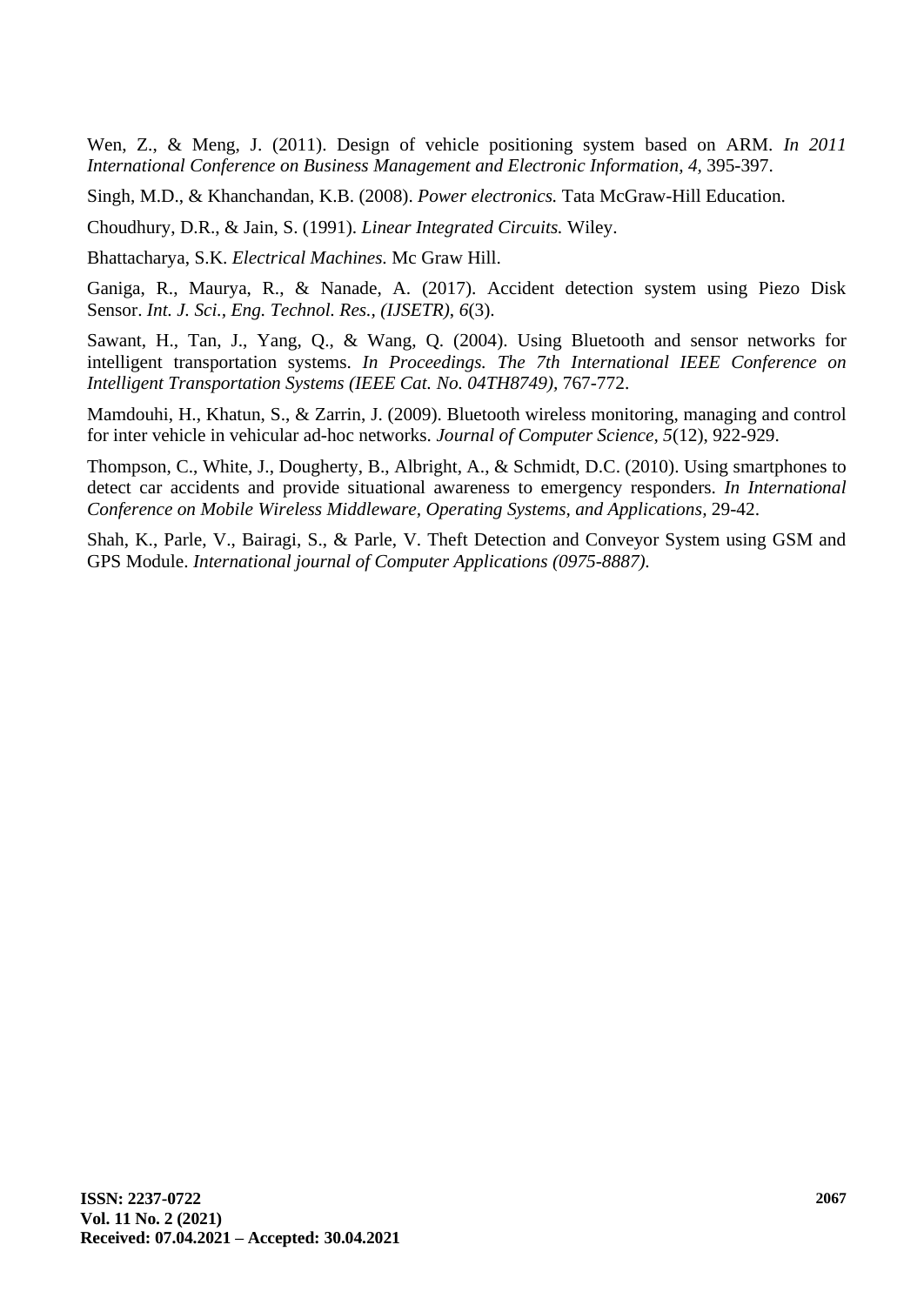Wen, Z., & Meng, J. (2011). Design of vehicle positioning system based on ARM. *In 2011 International Conference on Business Management and Electronic Information*, *4*, 395-397.

Singh, M.D., & Khanchandan, K.B. (2008). *Power electronics.* Tata McGraw-Hill Education.

Choudhury, D.R., & Jain, S. (1991). *Linear Integrated Circuits.* Wiley.

Bhattacharya, S.K. *Electrical Machines.* Mc Graw Hill.

Ganiga, R., Maurya, R., & Nanade, A. (2017). Accident detection system using Piezo Disk Sensor. *Int. J. Sci., Eng. Technol. Res., (IJSETR)*, *6*(3).

Sawant, H., Tan, J., Yang, Q., & Wang, Q. (2004). Using Bluetooth and sensor networks for intelligent transportation systems. *In Proceedings. The 7th International IEEE Conference on Intelligent Transportation Systems (IEEE Cat. No. 04TH8749)*, 767-772.

Mamdouhi, H., Khatun, S., & Zarrin, J. (2009). Bluetooth wireless monitoring, managing and control for inter vehicle in vehicular ad-hoc networks. *Journal of Computer Science*, *5*(12), 922-929.

Thompson, C., White, J., Dougherty, B., Albright, A., & Schmidt, D.C. (2010). Using smartphones to detect car accidents and provide situational awareness to emergency responders. *In International Conference on Mobile Wireless Middleware, Operating Systems, and Applications*, 29-42.

Shah, K., Parle, V., Bairagi, S., & Parle, V. Theft Detection and Conveyor System using GSM and GPS Module. *International journal of Computer Applications (0975-8887)*.